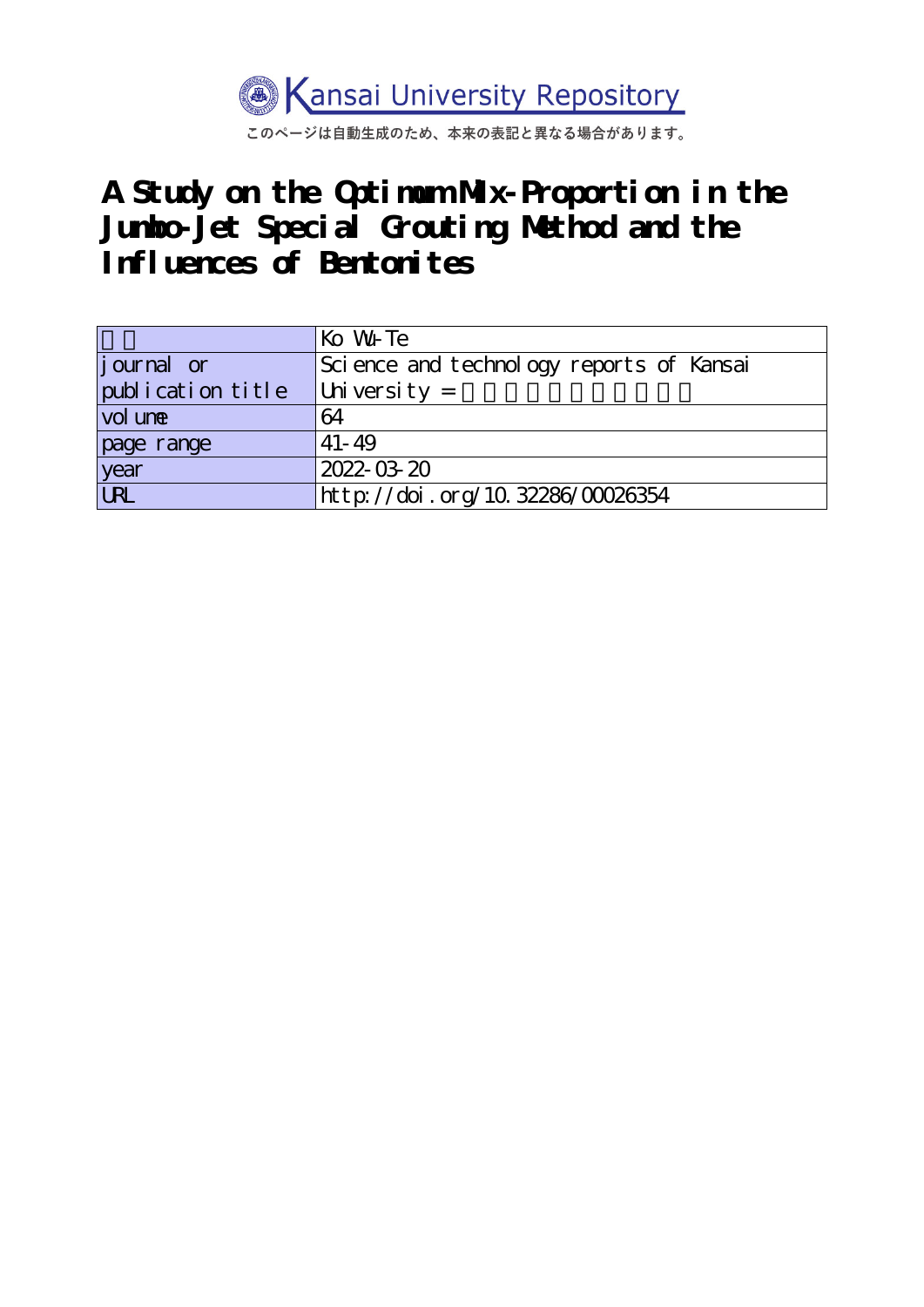Kansai University Repository

このページは自動生成のため、本来の表記と異なる場合があります。

# A Study on the Optimum Mix-Proportion in the Jumbo-Jet Special Grouting Method and the Influences of Bentonites

| | |
|---|---|
| 著者 | Ko Wu-Te |
| journal or publication title | Science and technology reports of Kansai University = 関西大学理工学研究報告 |
| volume | 64 |
| page range | 41-49 |
| year | 2022-03-20 |
| URL | http://doi.org/10.32286/00026354 |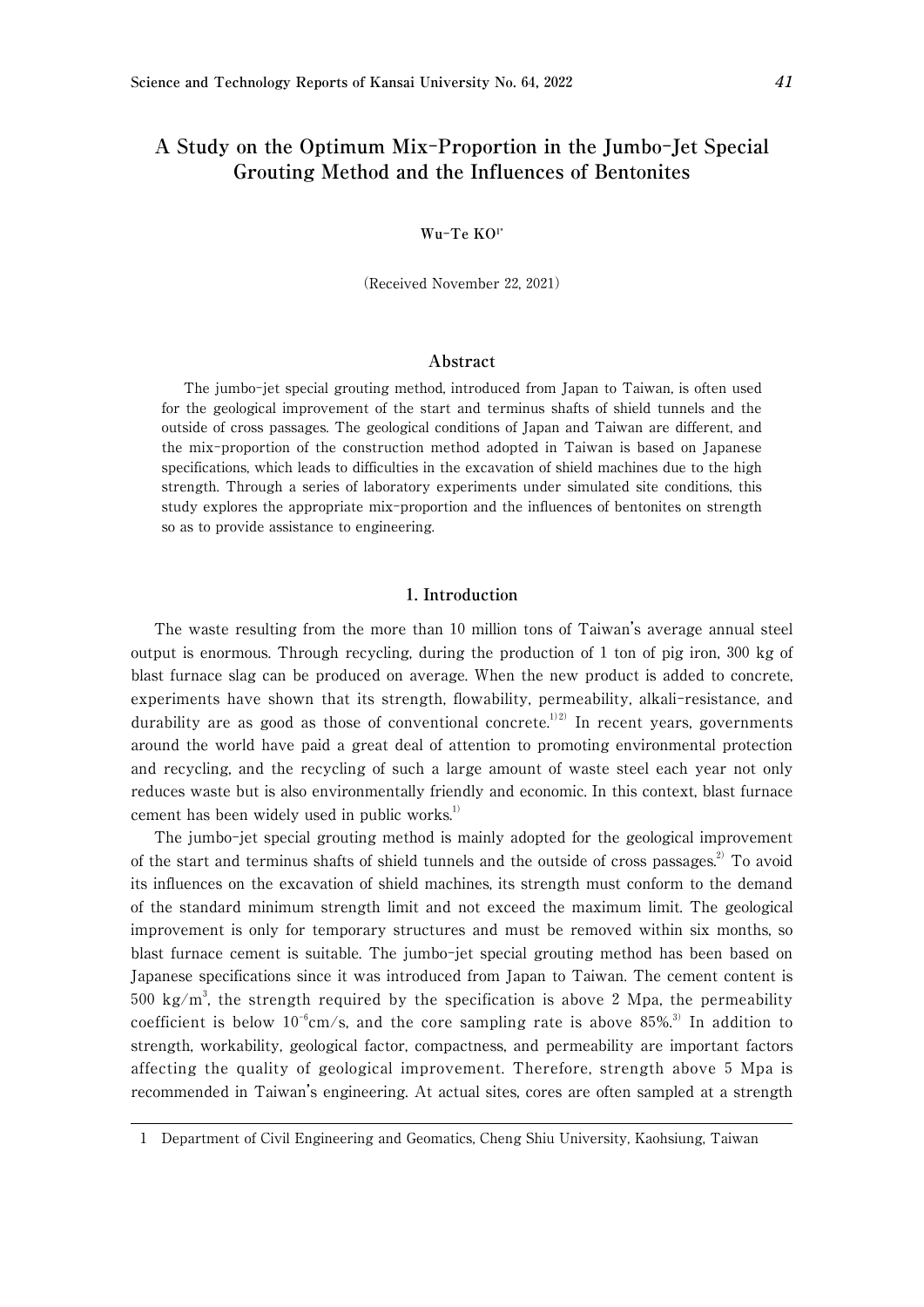# A Study on the Optimum Mix-Proportion in the Jumbo-Jet Special Grouting Method and the Influences of Bentonites

Wu-Te KO[1*]

(Received November 22, 2021)

## Abstract

The jumbo-jet special grouting method, introduced from Japan to Taiwan, is often used for the geological improvement of the start and terminus shafts of shield tunnels and the outside of cross passages. The geological conditions of Japan and Taiwan are different, and the mix-proportion of the construction method adopted in Taiwan is based on Japanese specifications, which leads to difficulties in the excavation of shield machines due to the high strength. Through a series of laboratory experiments under simulated site conditions, this study explores the appropriate mix-proportion and the influences of bentonites on strength so as to provide assistance to engineering.

## 1. Introduction

The waste resulting from the more than 10 million tons of Taiwan's average annual steel output is enormous. Through recycling, during the production of 1 ton of pig iron, 300 kg of blast furnace slag can be produced on average. When the new product is added to concrete, experiments have shown that its strength, flowability, permeability, alkali-resistance, and durability are as good as those of conventional concrete.[1)2)] In recent years, governments around the world have paid a great deal of attention to promoting environmental protection and recycling, and the recycling of such a large amount of waste steel each year not only reduces waste but is also environmentally friendly and economic. In this context, blast furnace cement has been widely used in public works.[1)]

The jumbo-jet special grouting method is mainly adopted for the geological improvement of the start and terminus shafts of shield tunnels and the outside of cross passages.[2)] To avoid its influences on the excavation of shield machines, its strength must conform to the demand of the standard minimum strength limit and not exceed the maximum limit. The geological improvement is only for temporary structures and must be removed within six months, so blast furnace cement is suitable. The jumbo-jet special grouting method has been based on Japanese specifications since it was introduced from Japan to Taiwan. The cement content is 500 $kg/m^3$, the strength required by the specification is above 2 Mpa, the permeability coefficient is below $10^{-6}$cm/s, and the core sampling rate is above 85%.[3)] In addition to strength, workability, geological factor, compactness, and permeability are important factors affecting the quality of geological improvement. Therefore, strength above 5 Mpa is recommended in Taiwan's engineering. At actual sites, cores are often sampled at a strength

1 Department of Civil Engineering and Geomatics, Cheng Shiu University, Kaohsiung, Taiwan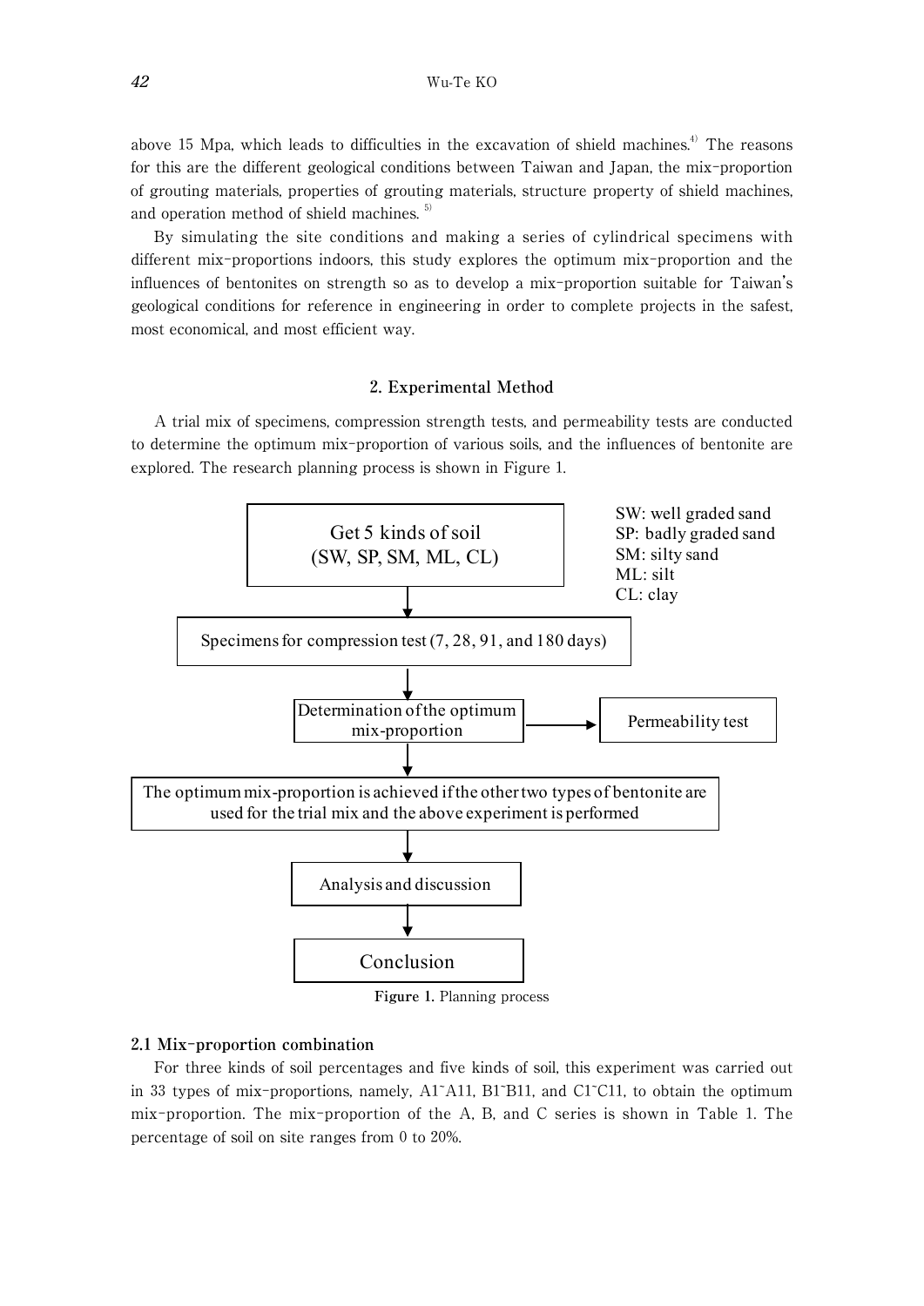above 15 Mpa, which leads to difficulties in the excavation of shield machines.[4] The reasons for this are the different geological conditions between Taiwan and Japan, the mix-proportion of grouting materials, properties of grouting materials, structure property of shield machines, and operation method of shield machines. [5]

By simulating the site conditions and making a series of cylindrical specimens with different mix-proportions indoors, this study explores the optimum mix-proportion and the influences of bentonites on strength so as to develop a mix-proportion suitable for Taiwan's geological conditions for reference in engineering in order to complete projects in the safest, most economical, and most efficient way.

## 2. Experimental Method

A trial mix of specimens, compression strength tests, and permeability tests are conducted to determine the optimum mix-proportion of various soils, and the influences of bentonite are explored. The research planning process is shown in Figure 1.

Get 5 kinds of soil (SW, SP, SM, ML, CL)

SW: well graded sand
SP: badly graded sand
SM: silty sand
ML: silt
CL: clay

↓

Specimens for compression test (7, 28, 91, and 180 days)

↓

Determination of the optimum mix-proportion → Permeability test

↓

The optimum mix-proportion is achieved if the other two types of bentonite are used for the trial mix and the above experiment is performed

↓

Analysis and discussion

↓

Conclusion

**Figure 1.** Planning process

### 2.1 Mix-proportion combination

For three kinds of soil percentages and five kinds of soil, this experiment was carried out in 33 types of mix-proportions, namely, A1~A11, B1~B11, and C1~C11, to obtain the optimum mix-proportion. The mix-proportion of the A, B, and C series is shown in Table 1. The percentage of soil on site ranges from 0 to 20%.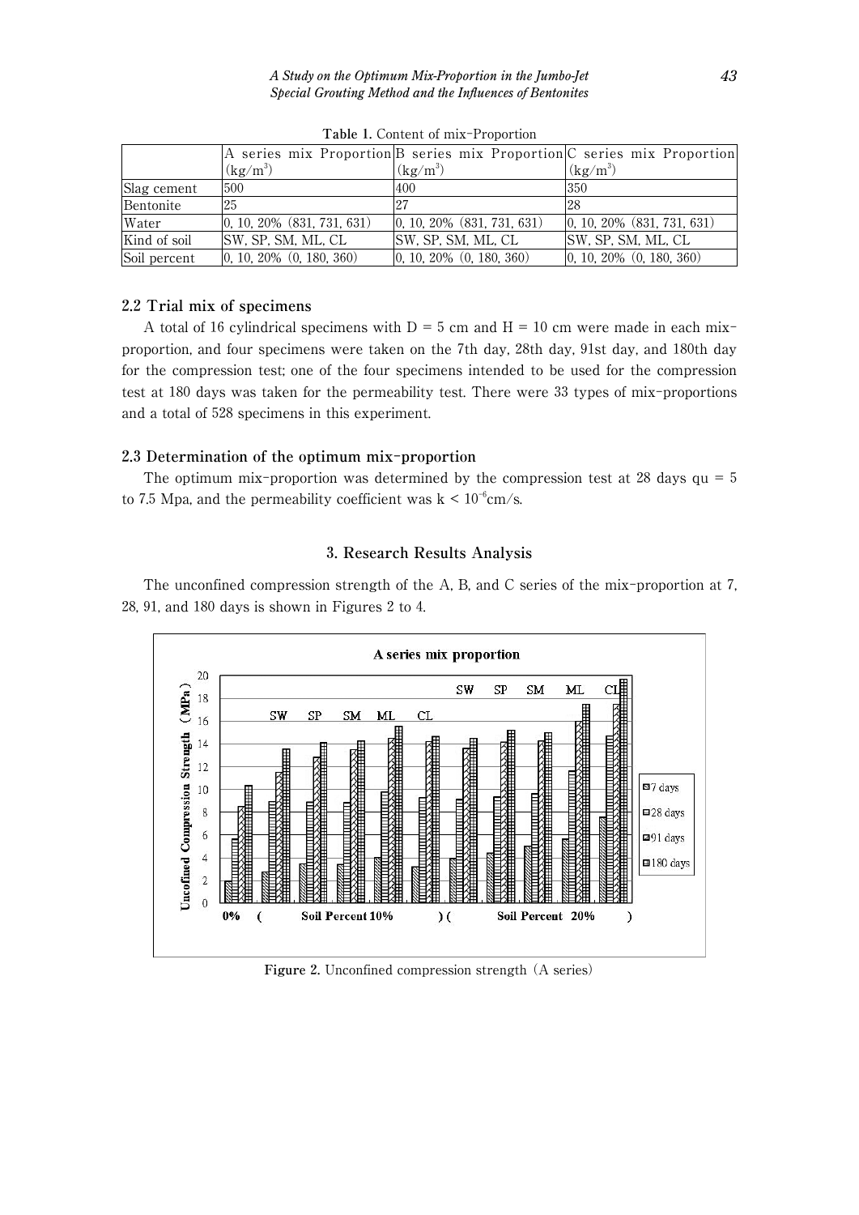**Table 1.** Content of mix-Proportion

| | A series mix Proportion ($kg/m^3$) | B series mix Proportion ($kg/m^3$) | C series mix Proportion ($kg/m^3$) |
|---|---|---|---|
| Slag cement | 500 | 400 | 350 |
| Bentonite | 25 | 27 | 28 |
| Water | 0, 10, 20% (831, 731, 631) | 0, 10, 20% (831, 731, 631) | 0, 10, 20% (831, 731, 631) |
| Kind of soil | SW, SP, SM, ML, CL | SW, SP, SM, ML, CL | SW, SP, SM, ML, CL |
| Soil percent | 0, 10, 20% (0, 180, 360) | 0, 10, 20% (0, 180, 360) | 0, 10, 20% (0, 180, 360) |

### 2.2 Trial mix of specimens

A total of 16 cylindrical specimens with D = 5 cm and H = 10 cm were made in each mix-proportion, and four specimens were taken on the 7th day, 28th day, 91st day, and 180th day for the compression test; one of the four specimens intended to be used for the compression test at 180 days was taken for the permeability test. There were 33 types of mix-proportions and a total of 528 specimens in this experiment.

### 2.3 Determination of the optimum mix-proportion

The optimum mix-proportion was determined by the compression test at 28 days qu = 5 to 7.5 Mpa, and the permeability coefficient was $k < 10^{-6}$cm/s.

## 3. Research Results Analysis

The unconfined compression strength of the A, B, and C series of the mix-proportion at 7, 28, 91, and 180 days is shown in Figures 2 to 4.

**Figure 2.** Unconfined compression strength (A series)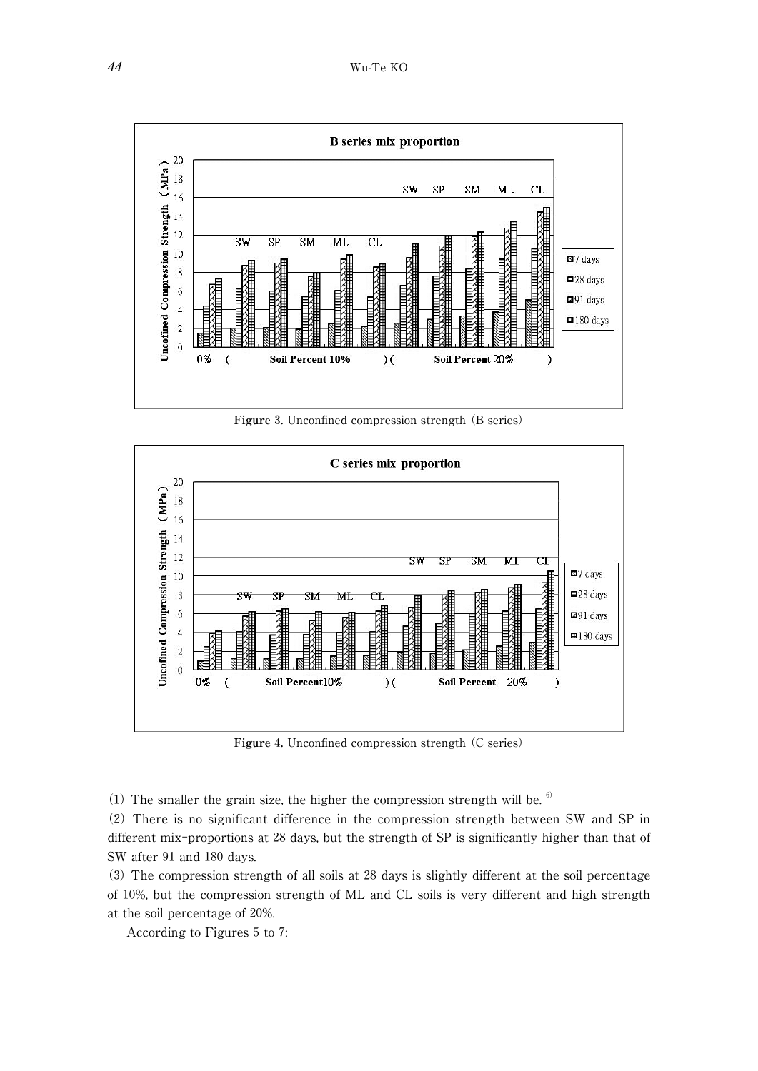Figure 3. Unconfined compression strength (B series)

Figure 4. Unconfined compression strength (C series)

(1) The smaller the grain size, the higher the compression strength will be. [6]

(2) There is no significant difference in the compression strength between SW and SP in different mix-proportions at 28 days, but the strength of SP is significantly higher than that of SW after 91 and 180 days.

(3) The compression strength of all soils at 28 days is slightly different at the soil percentage of 10%, but the compression strength of ML and CL soils is very different and high strength at the soil percentage of 20%.

According to Figures 5 to 7: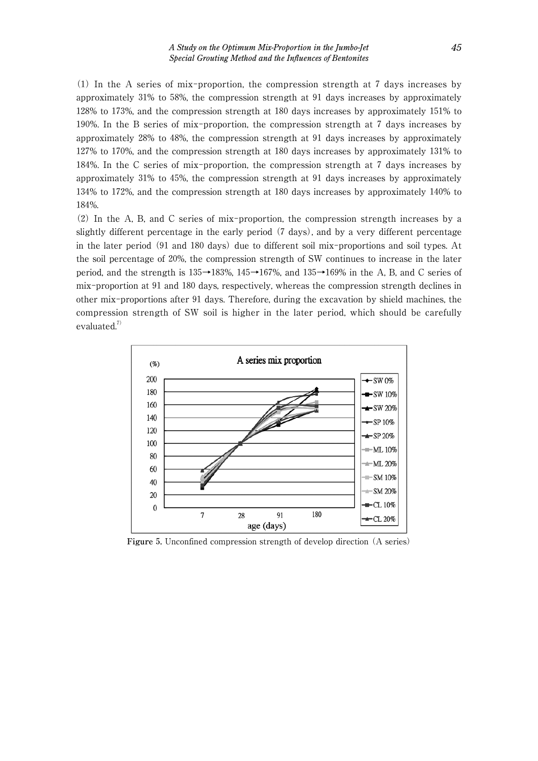(1) In the A series of mix-proportion, the compression strength at 7 days increases by approximately 31% to 58%, the compression strength at 91 days increases by approximately 128% to 173%, and the compression strength at 180 days increases by approximately 151% to 190%. In the B series of mix-proportion, the compression strength at 7 days increases by approximately 28% to 48%, the compression strength at 91 days increases by approximately 127% to 170%, and the compression strength at 180 days increases by approximately 131% to 184%. In the C series of mix-proportion, the compression strength at 7 days increases by approximately 31% to 45%, the compression strength at 91 days increases by approximately 134% to 172%, and the compression strength at 180 days increases by approximately 140% to 184%.

(2) In the A, B, and C series of mix-proportion, the compression strength increases by a slightly different percentage in the early period (7 days), and by a very different percentage in the later period (91 and 180 days) due to different soil mix-proportions and soil types. At the soil percentage of 20%, the compression strength of SW continues to increase in the later period, and the strength is 135→183%, 145→167%, and 135→169% in the A, B, and C series of mix-proportion at 91 and 180 days, respectively, whereas the compression strength declines in other mix-proportions after 91 days. Therefore, during the excavation by shield machines, the compression strength of SW soil is higher in the later period, which should be carefully evaluated.[7]

Figure 5. Unconfined compression strength of develop direction (A series)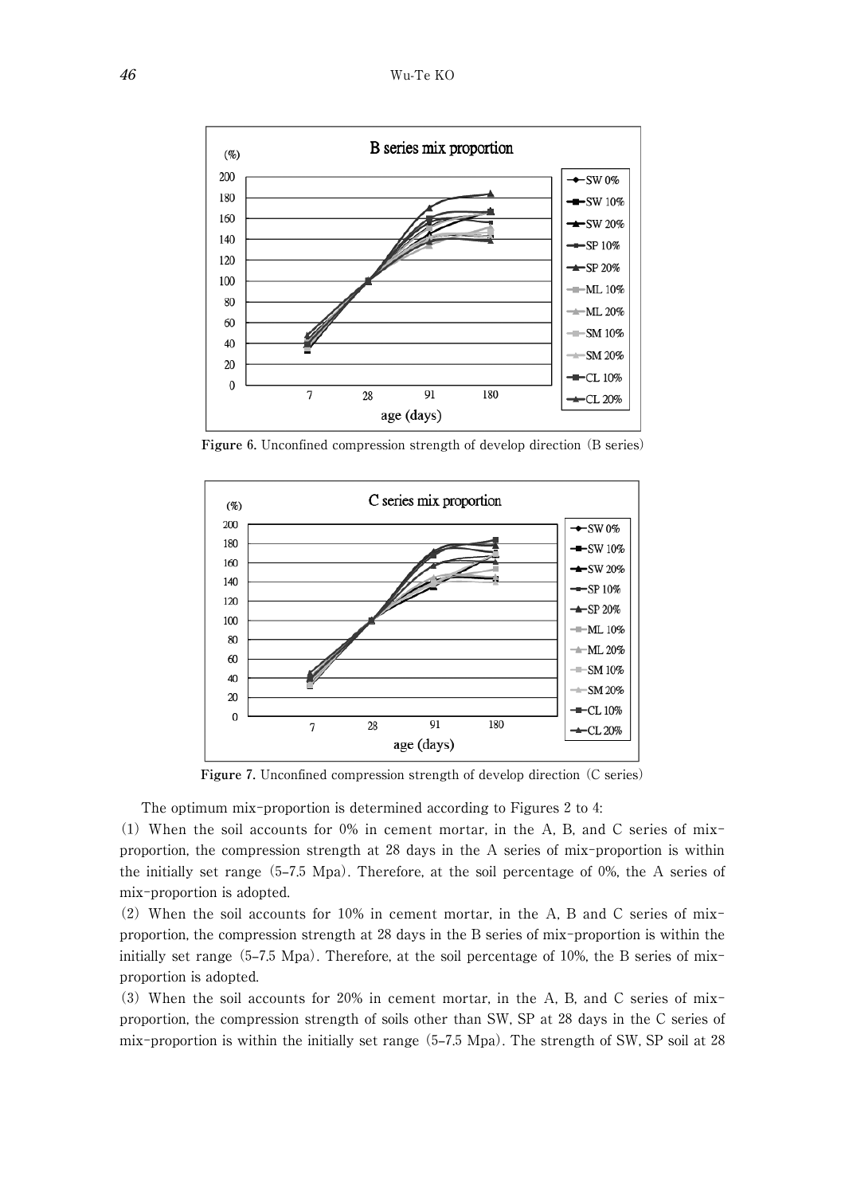Figure 6. Unconfined compression strength of develop direction (B series)

Figure 7. Unconfined compression strength of develop direction (C series)

The optimum mix-proportion is determined according to Figures 2 to 4:

(1) When the soil accounts for 0% in cement mortar, in the A, B, and C series of mix-proportion, the compression strength at 28 days in the A series of mix-proportion is within the initially set range (5–7.5 Mpa). Therefore, at the soil percentage of 0%, the A series of mix-proportion is adopted.

(2) When the soil accounts for 10% in cement mortar, in the A, B and C series of mix-proportion, the compression strength at 28 days in the B series of mix-proportion is within the initially set range (5–7.5 Mpa). Therefore, at the soil percentage of 10%, the B series of mix-proportion is adopted.

(3) When the soil accounts for 20% in cement mortar, in the A, B, and C series of mix-proportion, the compression strength of soils other than SW, SP at 28 days in the C series of mix-proportion is within the initially set range (5–7.5 Mpa). The strength of SW, SP soil at 28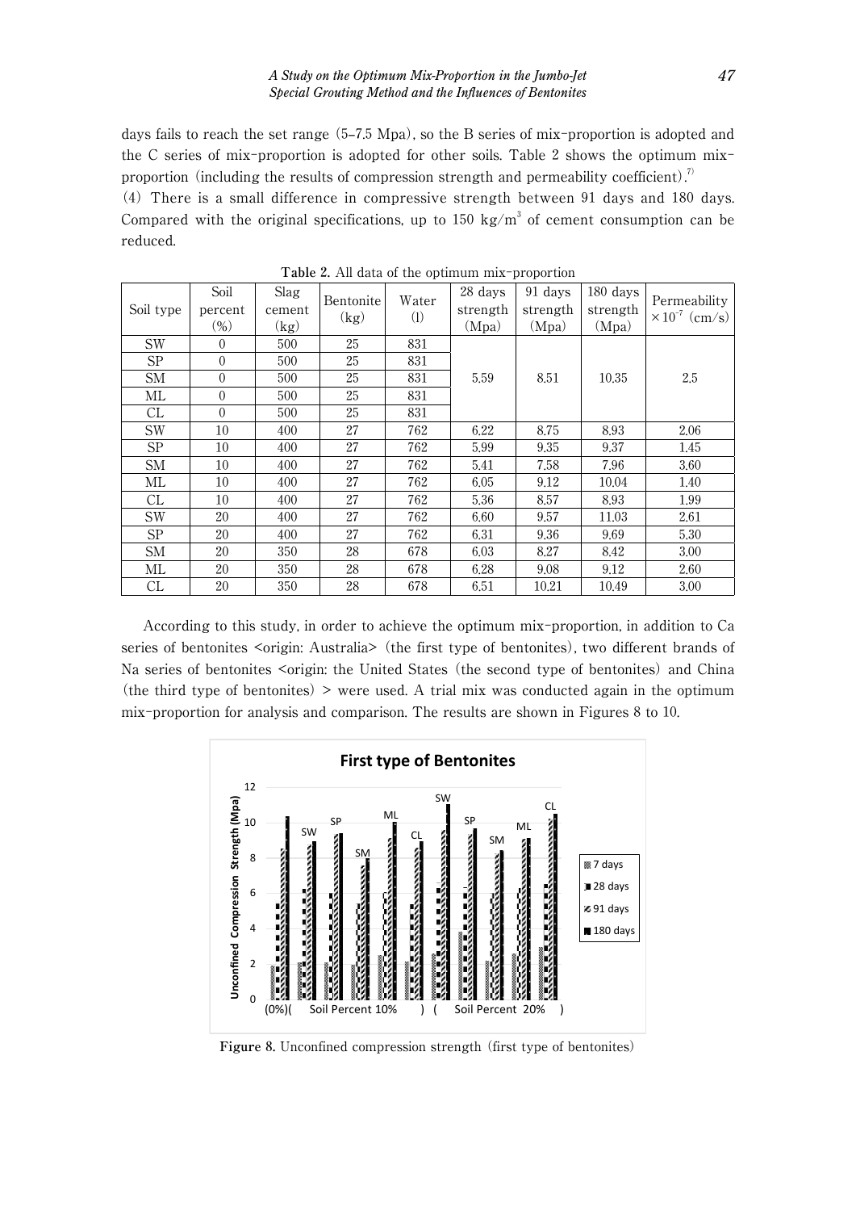days fails to reach the set range (5–7.5 Mpa), so the B series of mix-proportion is adopted and the C series of mix-proportion is adopted for other soils. Table 2 shows the optimum mix-proportion (including the results of compression strength and permeability coefficient).[7]

(4) There is a small difference in compressive strength between 91 days and 180 days. Compared with the original specifications, up to 150 kg/m$^3$ of cement consumption can be reduced.

**Table 2.** All data of the optimum mix-proportion

| Soil type | Soil percent (%) | Slag cement (kg) | Bentonite (kg) | Water (l) | 28 days strength (Mpa) | 91 days strength (Mpa) | 180 days strength (Mpa) | Permeability $\times 10^{-7}$ (cm/s) |
|---|---|---|---|---|---|---|---|---|
| SW | 0 | 500 | 25 | 831 | 5.59 | 8.51 | 10.35 | 2.5 |
| SP | 0 | 500 | 25 | 831 | | | | |
| SM | 0 | 500 | 25 | 831 | | | | |
| ML | 0 | 500 | 25 | 831 | | | | |
| CL | 0 | 500 | 25 | 831 | | | | |
| SW | 10 | 400 | 27 | 762 | 6.22 | 8.75 | 8.93 | 2.06 |
| SP | 10 | 400 | 27 | 762 | 5.99 | 9.35 | 9.37 | 1.45 |
| SM | 10 | 400 | 27 | 762 | 5.41 | 7.58 | 7.96 | 3.60 |
| ML | 10 | 400 | 27 | 762 | 6.05 | 9.12 | 10.04 | 1.40 |
| CL | 10 | 400 | 27 | 762 | 5.36 | 8.57 | 8.93 | 1.99 |
| SW | 20 | 400 | 27 | 762 | 6.60 | 9.57 | 11.03 | 2.61 |
| SP | 20 | 400 | 27 | 762 | 6.31 | 9.36 | 9.69 | 5.30 |
| SM | 20 | 350 | 28 | 678 | 6.03 | 8.27 | 8.42 | 3.00 |
| ML | 20 | 350 | 28 | 678 | 6.28 | 9.08 | 9.12 | 2.60 |
| CL | 20 | 350 | 28 | 678 | 6.51 | 10.21 | 10.49 | 3.00 |

According to this study, in order to achieve the optimum mix-proportion, in addition to Ca series of bentonites <origin: Australia> (the first type of bentonites), two different brands of Na series of bentonites <origin: the United States (the second type of bentonites) and China (the third type of bentonites) > were used. A trial mix was conducted again in the optimum mix-proportion for analysis and comparison. The results are shown in Figures 8 to 10.

**Figure 8.** Unconfined compression strength (first type of bentonites)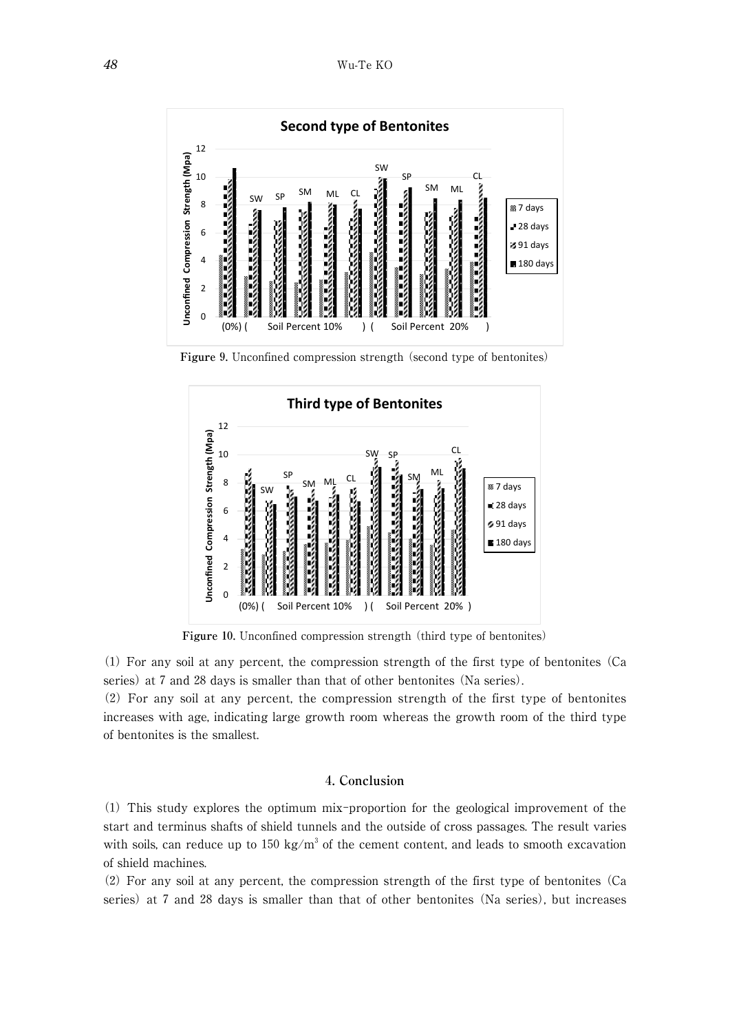Figure 9. Unconfined compression strength (second type of bentonites)

Figure 10. Unconfined compression strength (third type of bentonites)

(1) For any soil at any percent, the compression strength of the first type of bentonites (Ca series) at 7 and 28 days is smaller than that of other bentonites (Na series).

(2) For any soil at any percent, the compression strength of the first type of bentonites increases with age, indicating large growth room whereas the growth room of the third type of bentonites is the smallest.

## 4. Conclusion

(1) This study explores the optimum mix-proportion for the geological improvement of the start and terminus shafts of shield tunnels and the outside of cross passages. The result varies with soils, can reduce up to 150 $kg/m^3$ of the cement content, and leads to smooth excavation of shield machines.

(2) For any soil at any percent, the compression strength of the first type of bentonites (Ca series) at 7 and 28 days is smaller than that of other bentonites (Na series), but increases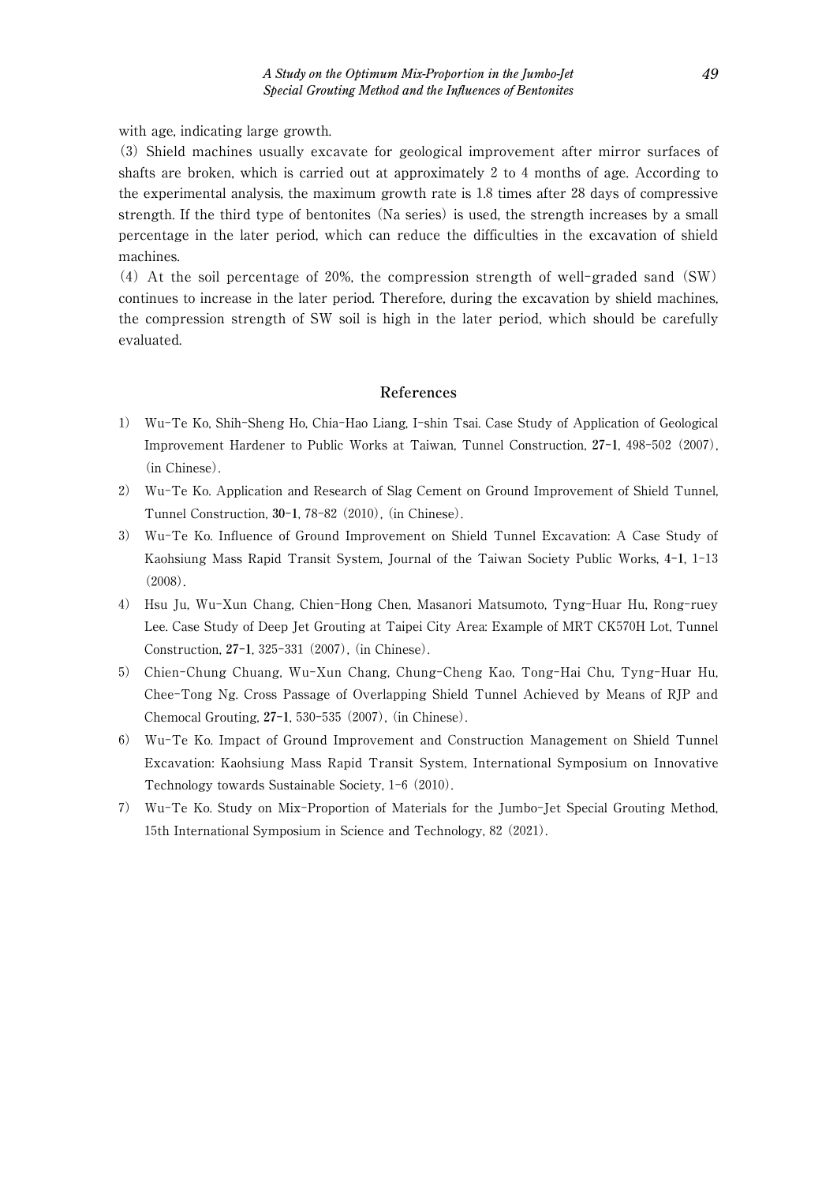with age, indicating large growth.

(3) Shield machines usually excavate for geological improvement after mirror surfaces of shafts are broken, which is carried out at approximately 2 to 4 months of age. According to the experimental analysis, the maximum growth rate is 1.8 times after 28 days of compressive strength. If the third type of bentonites (Na series) is used, the strength increases by a small percentage in the later period, which can reduce the difficulties in the excavation of shield machines.

(4) At the soil percentage of 20%, the compression strength of well-graded sand (SW) continues to increase in the later period. Therefore, during the excavation by shield machines, the compression strength of SW soil is high in the later period, which should be carefully evaluated.

## References

1) Wu-Te Ko, Shih-Sheng Ho, Chia-Hao Liang, I-shin Tsai. Case Study of Application of Geological Improvement Hardener to Public Works at Taiwan, Tunnel Construction, **27-1**, 498-502 (2007), (in Chinese).
2) Wu-Te Ko. Application and Research of Slag Cement on Ground Improvement of Shield Tunnel, Tunnel Construction, **30-1**, 78-82 (2010), (in Chinese).
3) Wu-Te Ko. Influence of Ground Improvement on Shield Tunnel Excavation: A Case Study of Kaohsiung Mass Rapid Transit System, Journal of the Taiwan Society Public Works, **4-1**, 1-13 (2008).
4) Hsu Ju, Wu-Xun Chang, Chien-Hong Chen, Masanori Matsumoto, Tyng-Huar Hu, Rong-ruey Lee. Case Study of Deep Jet Grouting at Taipei City Area: Example of MRT CK570H Lot, Tunnel Construction, **27-1**, 325-331 (2007), (in Chinese).
5) Chien-Chung Chuang, Wu-Xun Chang, Chung-Cheng Kao, Tong-Hai Chu, Tyng-Huar Hu, Chee-Tong Ng. Cross Passage of Overlapping Shield Tunnel Achieved by Means of RJP and Chemocal Grouting, **27-1**, 530-535 (2007), (in Chinese).
6) Wu-Te Ko. Impact of Ground Improvement and Construction Management on Shield Tunnel Excavation: Kaohsiung Mass Rapid Transit System, International Symposium on Innovative Technology towards Sustainable Society, 1-6 (2010).
7) Wu-Te Ko. Study on Mix-Proportion of Materials for the Jumbo-Jet Special Grouting Method, 15th International Symposium in Science and Technology, 82 (2021).